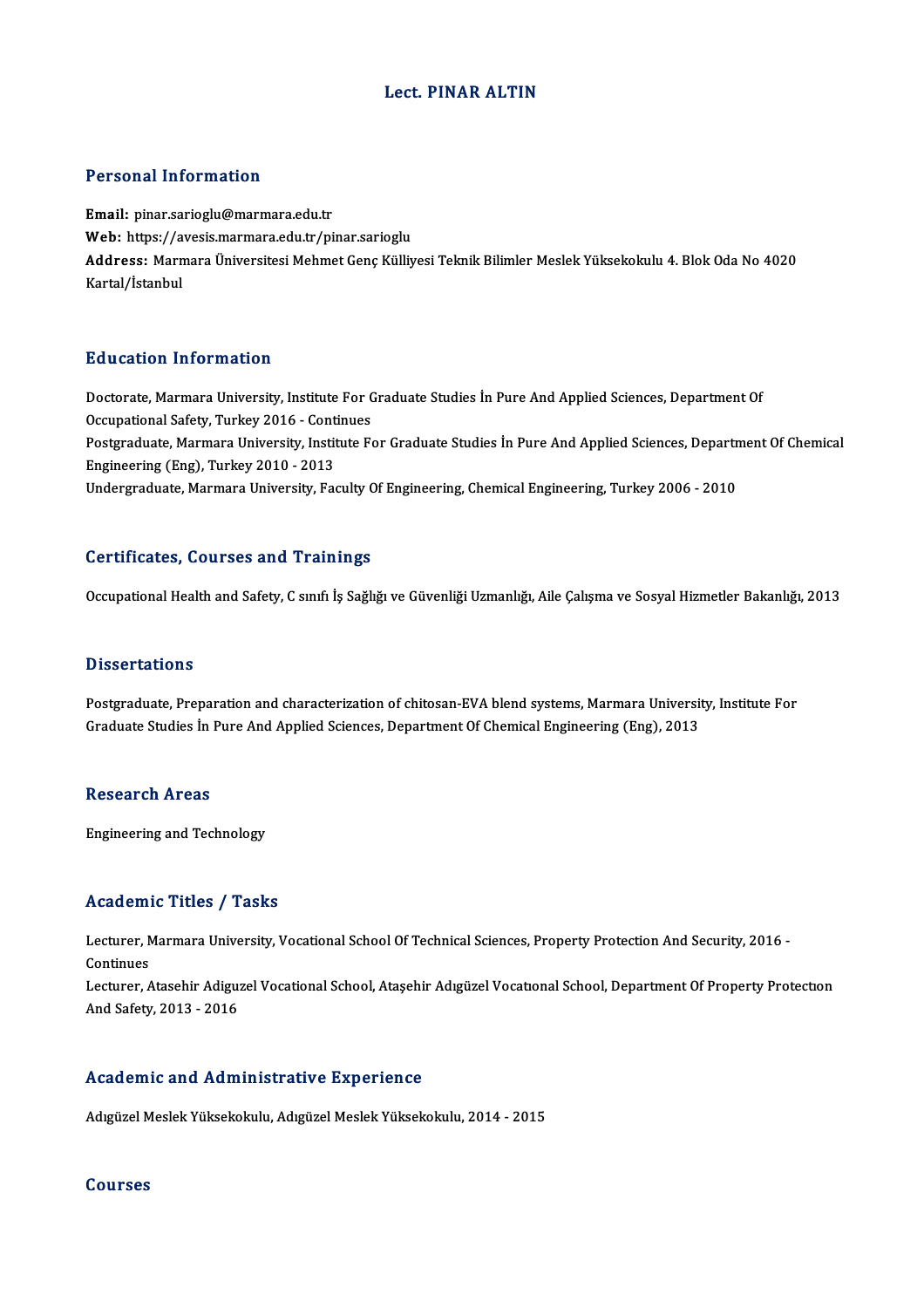# Lect. PINAR ALTIN

## Personal Information

**Email:** pinar.sarioglu@marmara.edu.tr
**Web:** https://avesis.marmara.edu.tr/pinar.sarioglu
**Address:** Marmara Üniversitesi Mehmet Genç Külliyesi Teknik Bilimler Meslek Yüksekokulu 4. Blok Oda No 4020 Kartal/İstanbul

## Education Information

Doctorate, Marmara University, Institute For Graduate Studies İn Pure And Applied Sciences, Department Of Occupational Safety, Turkey 2016 - Continues
Postgraduate, Marmara University, Institute For Graduate Studies İn Pure And Applied Sciences, Department Of Chemical Engineering (Eng), Turkey 2010 - 2013
Undergraduate, Marmara University, Faculty Of Engineering, Chemical Engineering, Turkey 2006 - 2010

## Certificates, Courses and Trainings

Occupational Health and Safety, C sınıfı İş Sağlığı ve Güvenliği Uzmanlığı, Aile Çalışma ve Sosyal Hizmetler Bakanlığı, 2013

## Dissertations

Postgraduate, Preparation and characterization of chitosan-EVA blend systems, Marmara University, Institute For Graduate Studies İn Pure And Applied Sciences, Department Of Chemical Engineering (Eng), 2013

## Research Areas

Engineering and Technology

## Academic Titles / Tasks

Lecturer, Marmara University, Vocational School Of Technical Sciences, Property Protection And Security, 2016 - Continues
Lecturer, Atasehir Adiguzel Vocational School, Ataşehir Adıgüzel Vocatıonal School, Department Of Property Protectıon And Safety, 2013 - 2016

## Academic and Administrative Experience

Adıgüzel Meslek Yüksekokulu, Adıgüzel Meslek Yüksekokulu, 2014 - 2015

## Courses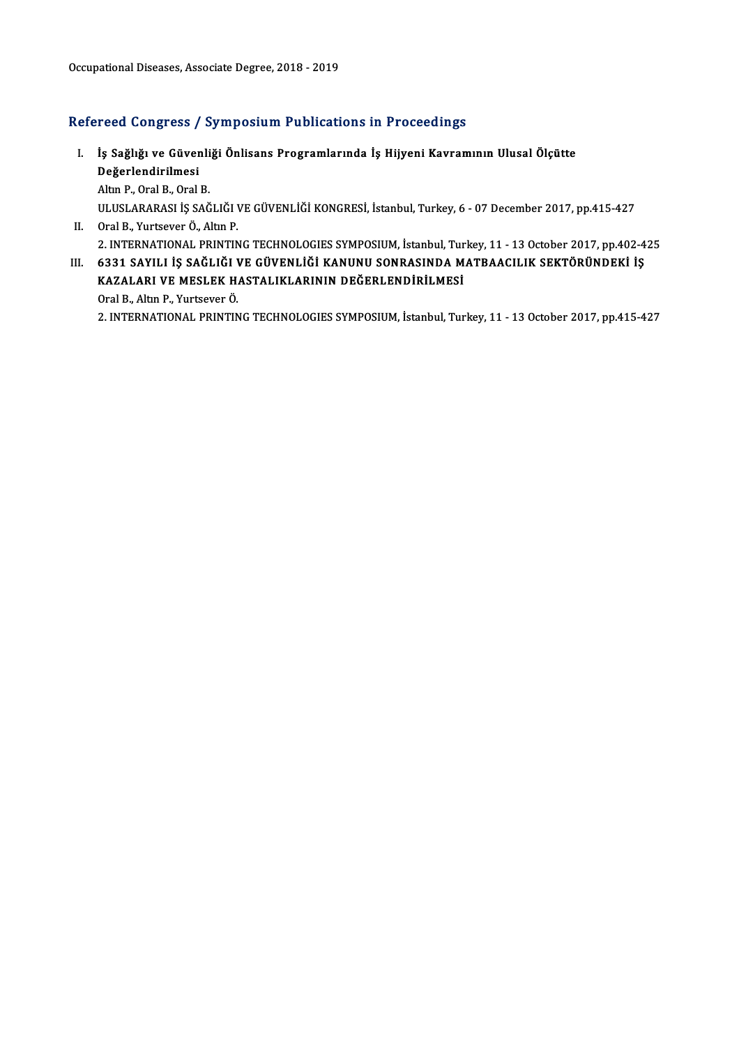Occupational Diseases, Associate Degree, 2018 - 2019

## Refereed Congress / Symposium Publications in Proceedings

I. **İş Sağlığı ve Güvenliği Önlisans Programlarında İş Hijyeni Kavramının Ulusal Ölçütte Değerlendirilmesi**
   Altın P., Oral B., Oral B.
   ULUSLARARASI İŞ SAĞLIĞI VE GÜVENLİĞİ KONGRESİ, İstanbul, Turkey, 6 - 07 December 2017, pp.415-427

II. Oral B., Yurtsever Ö., Altın P.
   2. INTERNATIONAL PRINTING TECHNOLOGIES SYMPOSIUM, İstanbul, Turkey, 11 - 13 October 2017, pp.402-425

III. **6331 SAYILI İŞ SAĞLIĞI VE GÜVENLİĞİ KANUNU SONRASINDA MATBAACILIK SEKTÖRÜNDEKİ İŞ KAZALARI VE MESLEK HASTALIKLARININ DEĞERLENDİRİLMESİ**
   Oral B., Altın P., Yurtsever Ö.
   2. INTERNATIONAL PRINTING TECHNOLOGIES SYMPOSIUM, İstanbul, Turkey, 11 - 13 October 2017, pp.415-427